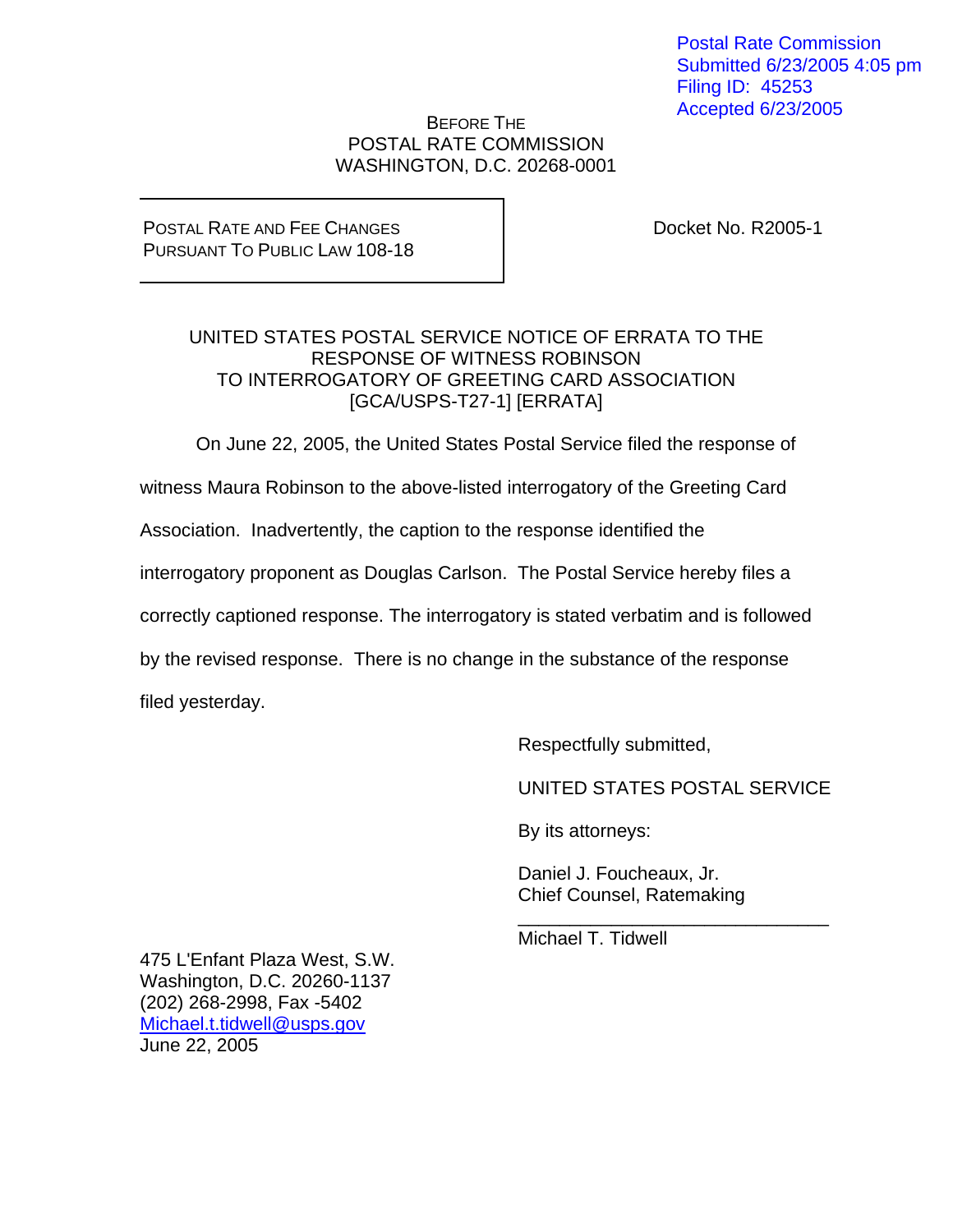Postal Rate Commission
Submitted 6/23/2005 4:05 pm
Filing ID: 45253
Accepted 6/23/2005

BEFORE THE
POSTAL RATE COMMISSION
WASHINGTON, D.C. 20268-0001

| POSTAL RATE AND FEE CHANGES PURSUANT TO PUBLIC LAW 108-18 | Docket No. R2005-1 |
| --- | --- |

UNITED STATES POSTAL SERVICE NOTICE OF ERRATA TO THE RESPONSE OF WITNESS ROBINSON TO INTERROGATORY OF GREETING CARD ASSOCIATION [GCA/USPS-T27-1] [ERRATA]

On June 22, 2005, the United States Postal Service filed the response of witness Maura Robinson to the above-listed interrogatory of the Greeting Card Association. Inadvertently, the caption to the response identified the interrogatory proponent as Douglas Carlson. The Postal Service hereby files a correctly captioned response. The interrogatory is stated verbatim and is followed by the revised response. There is no change in the substance of the response filed yesterday.

Respectfully submitted,

UNITED STATES POSTAL SERVICE

By its attorneys:

Daniel J. Foucheaux, Jr.
Chief Counsel, Ratemaking

______________________________
Michael T. Tidwell

475 L'Enfant Plaza West, S.W.
Washington, D.C. 20260-1137
(202) 268-2998, Fax -5402
Michael.t.tidwell@usps.gov
June 22, 2005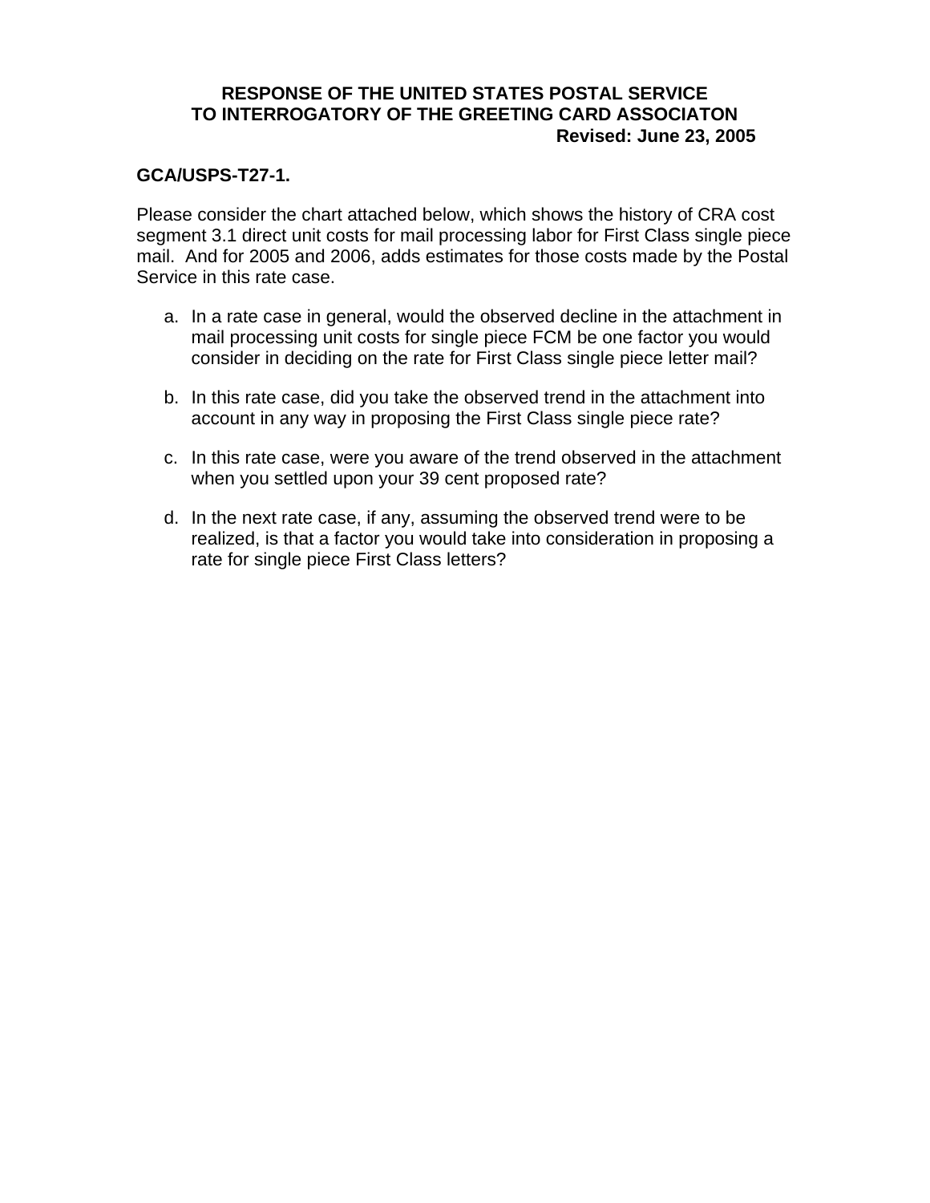# RESPONSE OF THE UNITED STATES POSTAL SERVICE
# TO INTERROGATORY OF THE GREETING CARD ASSOCIATON

**Revised: June 23, 2005**

**GCA/USPS-T27-1.**

Please consider the chart attached below, which shows the history of CRA cost segment 3.1 direct unit costs for mail processing labor for First Class single piece mail. And for 2005 and 2006, adds estimates for those costs made by the Postal Service in this rate case.

a. In a rate case in general, would the observed decline in the attachment in mail processing unit costs for single piece FCM be one factor you would consider in deciding on the rate for First Class single piece letter mail?

b. In this rate case, did you take the observed trend in the attachment into account in any way in proposing the First Class single piece rate?

c. In this rate case, were you aware of the trend observed in the attachment when you settled upon your 39 cent proposed rate?

d. In the next rate case, if any, assuming the observed trend were to be realized, is that a factor you would take into consideration in proposing a rate for single piece First Class letters?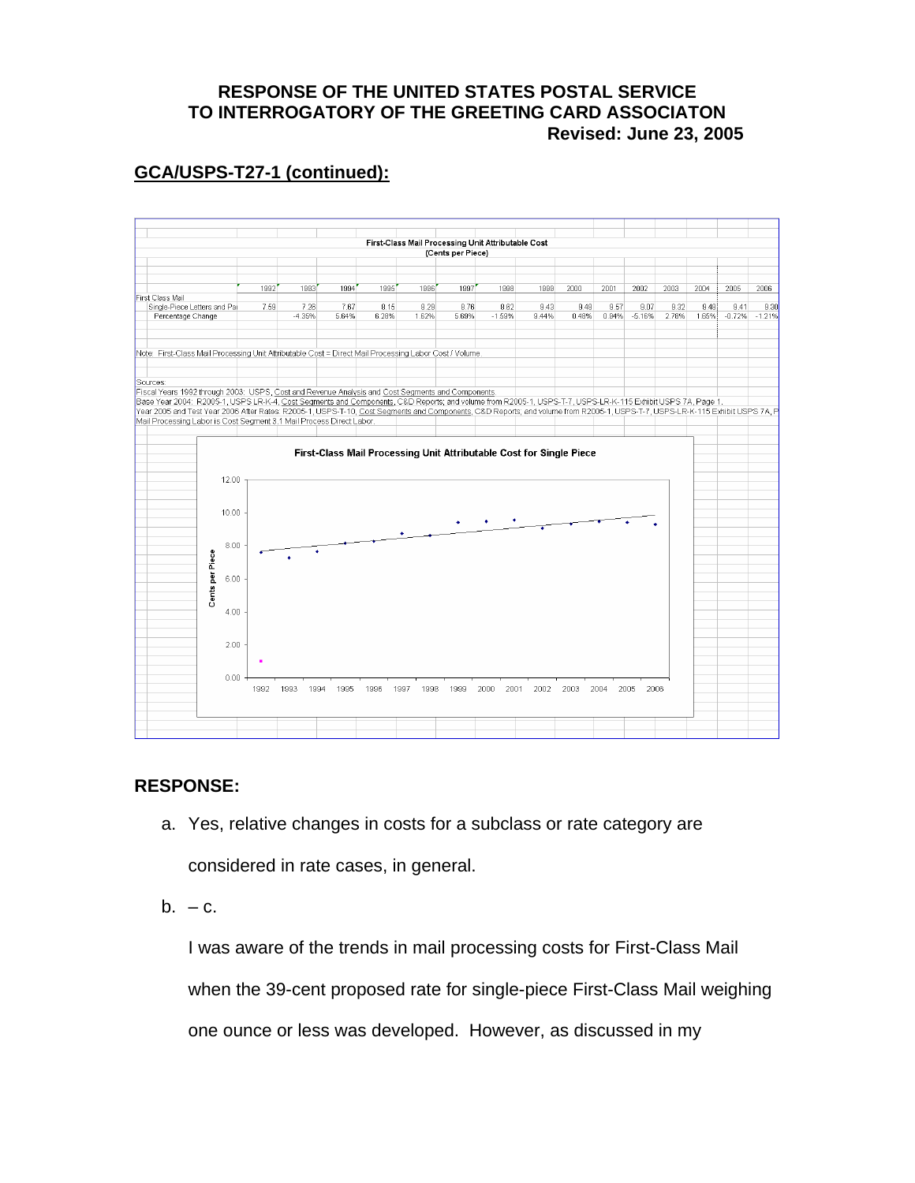## RESPONSE OF THE UNITED STATES POSTAL SERVICE TO INTERROGATORY OF THE GREETING CARD ASSOCIATON

**Revised: June 23, 2005**

**GCA/USPS-T27-1 (continued):**

First-Class Mail Processing Unit Attributable Cost
(Cents per Piece)

| | 1992 | 1993 | 1994 | 1995 | 1996 | 1997 | 1998 | 1999 | 2000 | 2001 | 2002 | 2003 | 2004 | 2005 | 2006 |
|---|---|---|---|---|---|---|---|---|---|---|---|---|---|---|---|
| First Class Mail | | | | | | | | | | | | | | | |
| Single-Piece Letters and Pa | 7.59 | 7.26 | 7.67 | 8.15 | 8.28 | 8.76 | 8.62 | 9.43 | 9.48 | 9.57 | 9.07 | 9.32 | 9.48 | 9.41 | 9.30 |
| Percentage Change | | -4.35% | 5.64% | 6.28% | 1.62% | 5.69% | -1.59% | 9.44% | 0.48% | 0.94% | -5.16% | 2.78% | 1.65% | -0.72% | -1.21% |

Note: First-Class Mail Processing Unit Attributable Cost = Direct Mail Processing Labor Cost / Volume

Sources:
Fiscal Years 1992 through 2003: USPS, Cost and Revenue Analysis and Cost Segments and Components.
Base Year 2004: R2005-1, USPS LR-K-4, Cost Segments and Components, C&D Reports; and volume from R2005-1, USPS-T-7, USPS-LR-K-115 Exhibit USPS 7A, Page 1.
Year 2005 and Test Year 2006 After Rates: R2005-1, USPS-T-10, Cost Segments and Components, C&D Reports; and volume from R2005-1, USPS-T-7, USPS-LR-K-115 Exhibit USPS 7A, P
Mail Processing Labor is Cost Segment 3.1 Mail Process Direct Labor.

First-Class Mail Processing Unit Attributable Cost for Single Piece

## RESPONSE:

a. Yes, relative changes in costs for a subclass or rate category are considered in rate cases, in general.

b. – c.

I was aware of the trends in mail processing costs for First-Class Mail when the 39-cent proposed rate for single-piece First-Class Mail weighing one ounce or less was developed. However, as discussed in my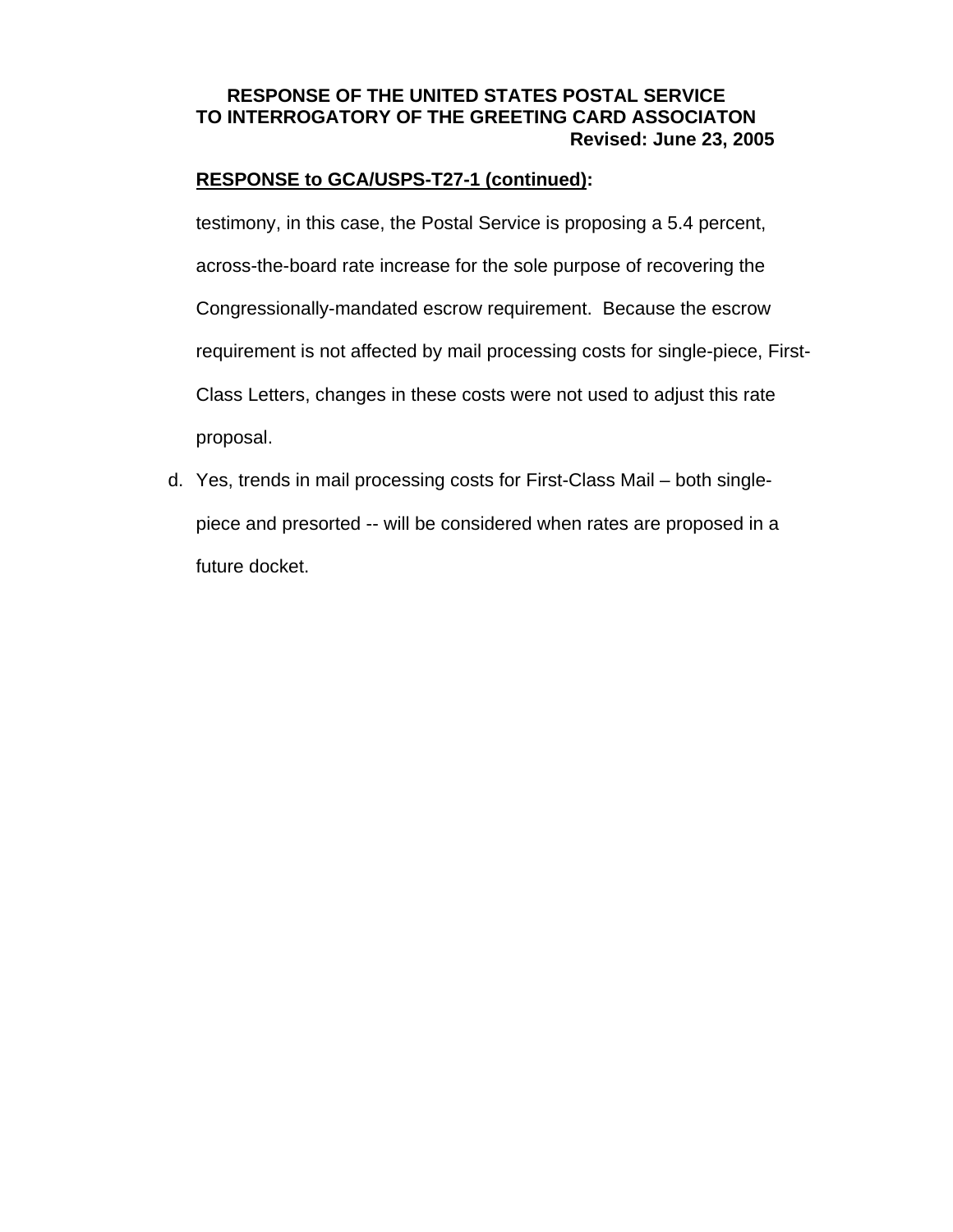**RESPONSE OF THE UNITED STATES POSTAL SERVICE TO INTERROGATORY OF THE GREETING CARD ASSOCIATON**
**Revised: June 23, 2005**

**RESPONSE to GCA/USPS-T27-1 (continued):**

testimony, in this case, the Postal Service is proposing a 5.4 percent, across-the-board rate increase for the sole purpose of recovering the Congressionally-mandated escrow requirement. Because the escrow requirement is not affected by mail processing costs for single-piece, First-Class Letters, changes in these costs were not used to adjust this rate proposal.

d. Yes, trends in mail processing costs for First-Class Mail – both single-piece and presorted -- will be considered when rates are proposed in a future docket.